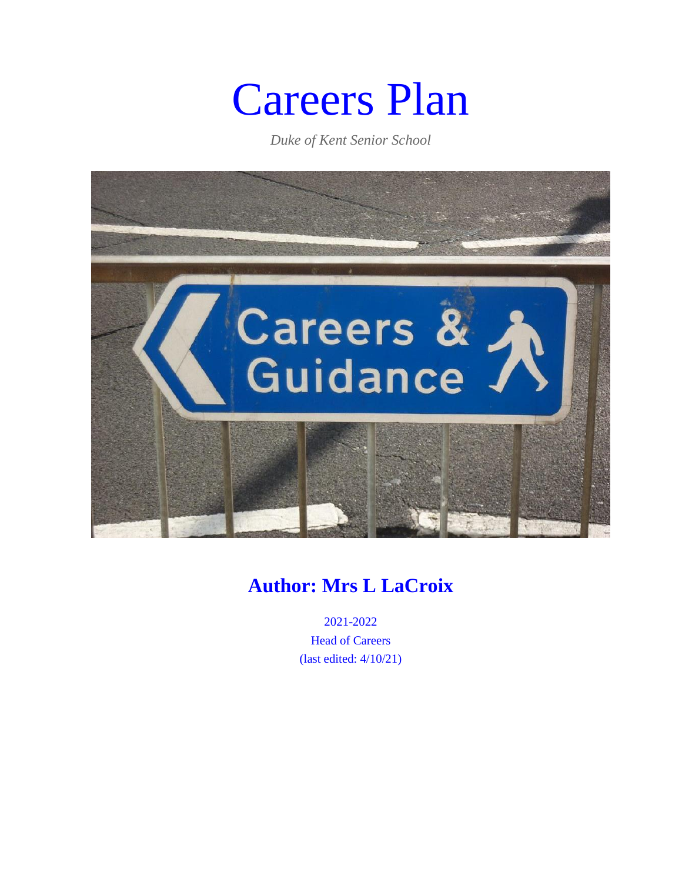# Careers Plan

*Duke of Kent Senior School*

## Author: Mrs L LaCroix

2021-2022

Head of Careers

(last edited: 4/10/21)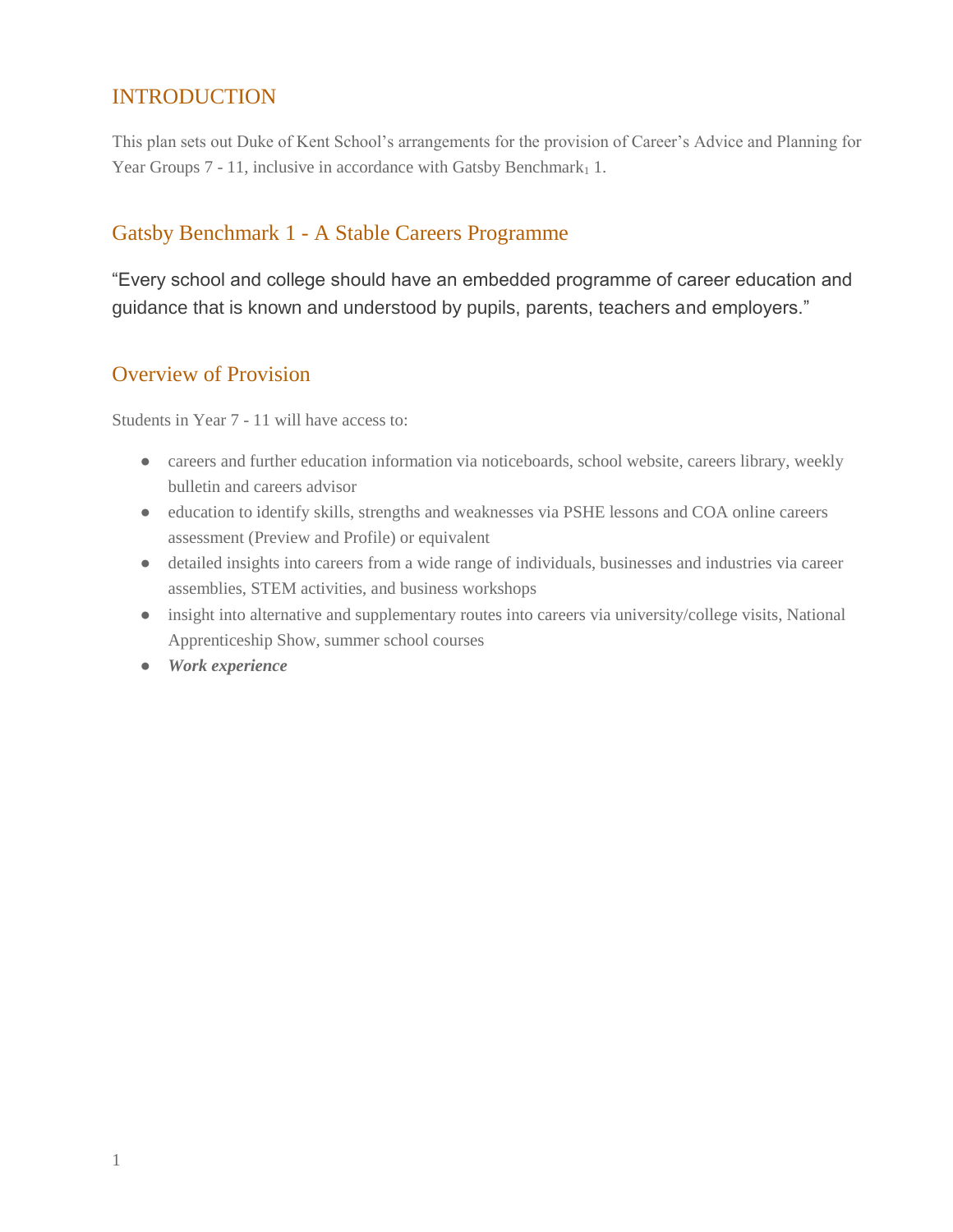## INTRODUCTION

This plan sets out Duke of Kent School's arrangements for the provision of Career's Advice and Planning for Year Groups 7 - 11, inclusive in accordance with Gatsby Benchmark[1] 1.

## Gatsby Benchmark 1 - A Stable Careers Programme

"Every school and college should have an embedded programme of career education and guidance that is known and understood by pupils, parents, teachers and employers."

## Overview of Provision

Students in Year 7 - 11 will have access to:

- careers and further education information via noticeboards, school website, careers library, weekly bulletin and careers advisor
- education to identify skills, strengths and weaknesses via PSHE lessons and COA online careers assessment (Preview and Profile) or equivalent
- detailed insights into careers from a wide range of individuals, businesses and industries via career assemblies, STEM activities, and business workshops
- insight into alternative and supplementary routes into careers via university/college visits, National Apprenticeship Show, summer school courses
- ***Work experience***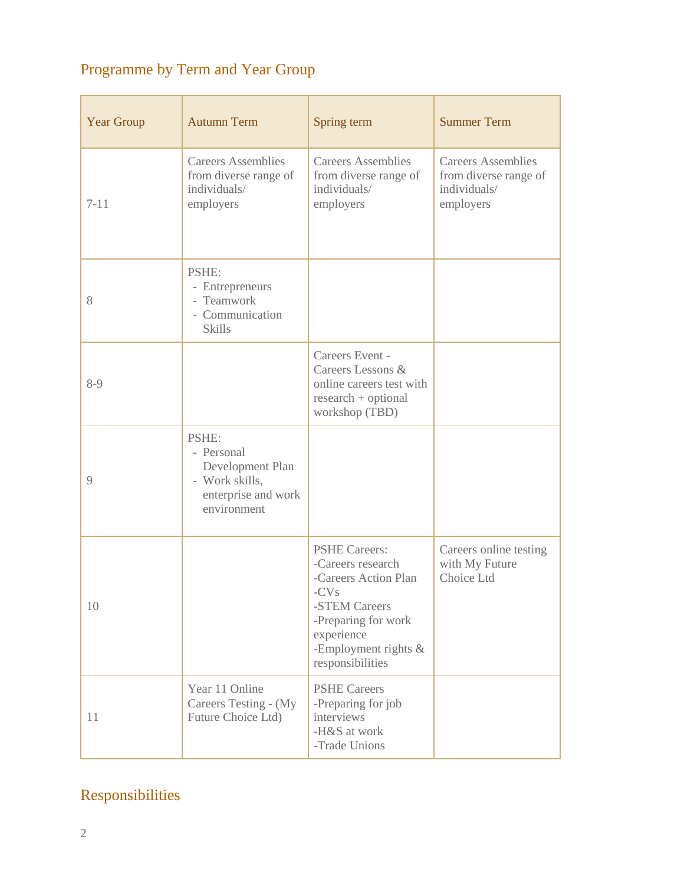## Programme by Term and Year Group

| Year Group | Autumn Term | Spring term | Summer Term |
|---|---|---|---|
| 7-11 | Careers Assemblies from diverse range of individuals/ employers | Careers Assemblies from diverse range of individuals/ employers | Careers Assemblies from diverse range of individuals/ employers |
| 8 | PSHE:<br>- Entrepreneurs<br>- Teamwork<br>- Communication Skills | | |
| 8-9 | | Careers Event - Careers Lessons & online careers test with research + optional workshop (TBD) | |
| 9 | PSHE:<br>- Personal Development Plan<br>- Work skills, enterprise and work environment | | |
| 10 | | PSHE Careers:<br>-Careers research<br>-Careers Action Plan<br>-CVs<br>-STEM Careers<br>-Preparing for work experience<br>-Employment rights & responsibilities | Careers online testing with My Future Choice Ltd |
| 11 | Year 11 Online Careers Testing - (My Future Choice Ltd) | PSHE Careers<br>-Preparing for job interviews<br>-H&S at work<br>-Trade Unions | |

## Responsibilities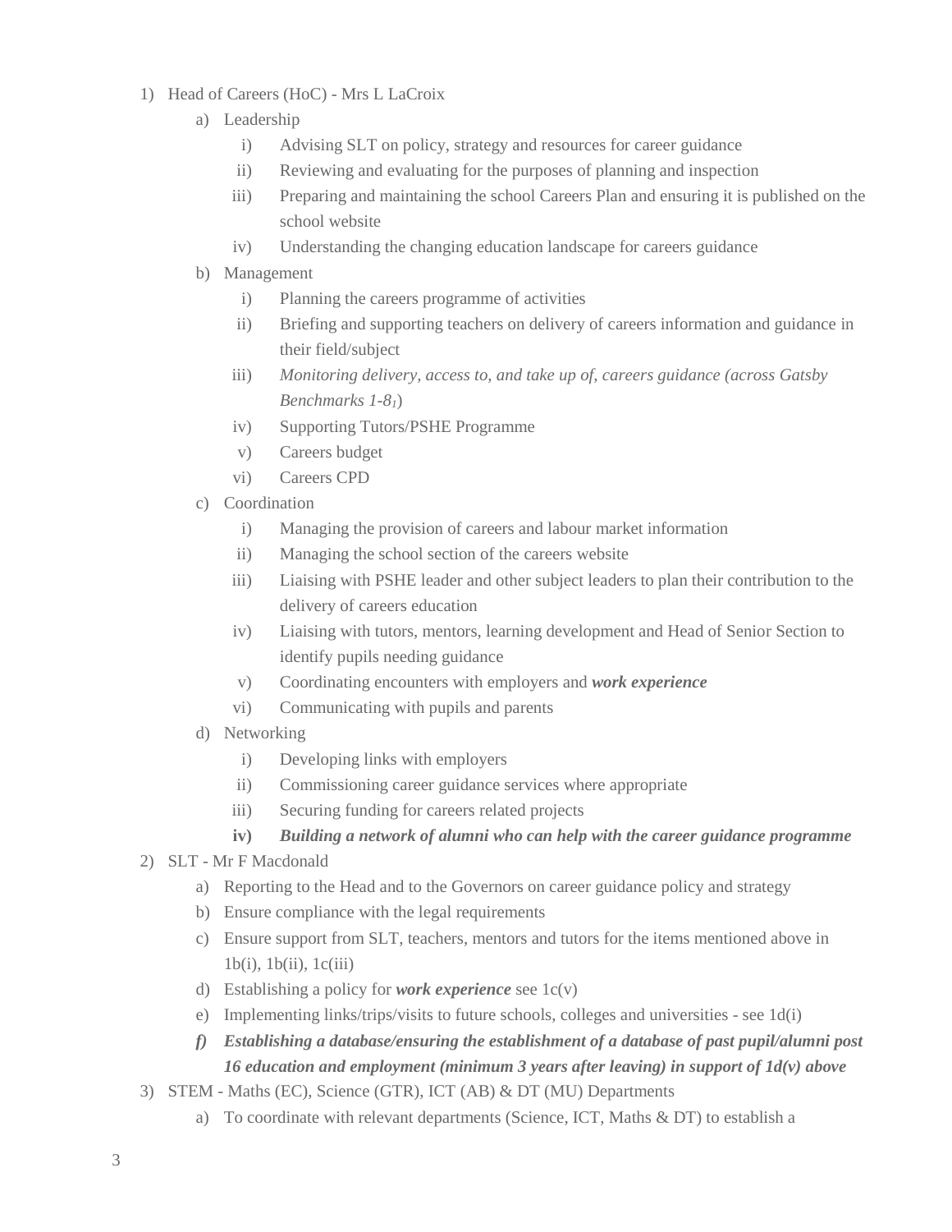1) Head of Careers (HoC) - Mrs L LaCroix
    a) Leadership
        i) Advising SLT on policy, strategy and resources for career guidance
        ii) Reviewing and evaluating for the purposes of planning and inspection
        iii) Preparing and maintaining the school Careers Plan and ensuring it is published on the school website
        iv) Understanding the changing education landscape for careers guidance
    b) Management
        i) Planning the careers programme of activities
        ii) Briefing and supporting teachers on delivery of careers information and guidance in their field/subject
        iii) *Monitoring delivery, access to, and take up of, careers guidance (across Gatsby Benchmarks 1-8[1])*
        iv) Supporting Tutors/PSHE Programme
        v) Careers budget
        vi) Careers CPD
    c) Coordination
        i) Managing the provision of careers and labour market information
        ii) Managing the school section of the careers website
        iii) Liaising with PSHE leader and other subject leaders to plan their contribution to the delivery of careers education
        iv) Liaising with tutors, mentors, learning development and Head of Senior Section to identify pupils needing guidance
        v) Coordinating encounters with employers and ***work experience***
        vi) Communicating with pupils and parents
    d) Networking
        i) Developing links with employers
        ii) Commissioning career guidance services where appropriate
        iii) Securing funding for careers related projects
        **iv)** ***Building a network of alumni who can help with the career guidance programme***
2) SLT - Mr F Macdonald
    a) Reporting to the Head and to the Governors on career guidance policy and strategy
    b) Ensure compliance with the legal requirements
    c) Ensure support from SLT, teachers, mentors and tutors for the items mentioned above in 1b(i), 1b(ii), 1c(iii)
    d) Establishing a policy for ***work experience*** see 1c(v)
    e) Implementing links/trips/visits to future schools, colleges and universities - see 1d(i)
    ***f) Establishing a database/ensuring the establishment of a database of past pupil/alumni post 16 education and employment (minimum 3 years after leaving) in support of 1d(v) above***
3) STEM - Maths (EC), Science (GTR), ICT (AB) & DT (MU) Departments
    a) To coordinate with relevant departments (Science, ICT, Maths & DT) to establish a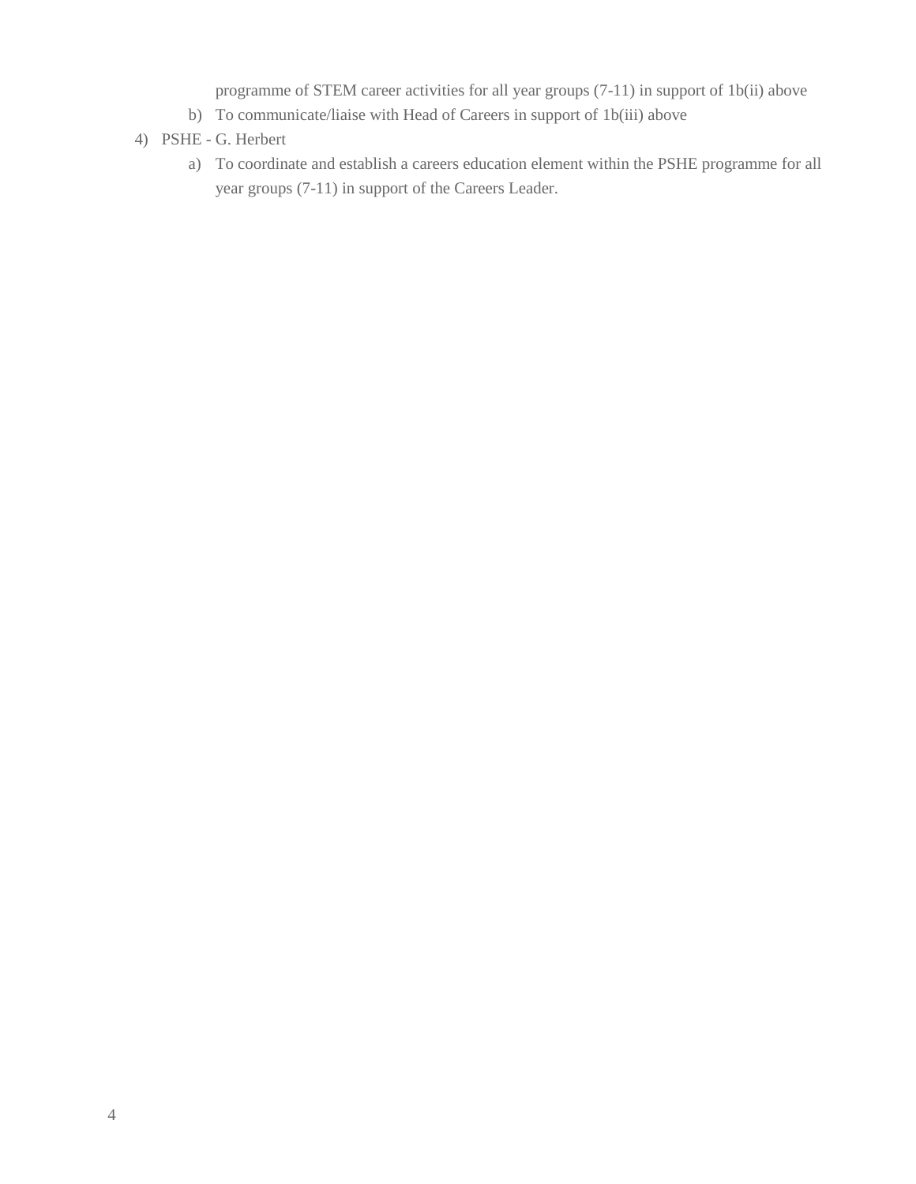programme of STEM career activities for all year groups (7-11) in support of 1b(ii) above

   b) To communicate/liaise with Head of Careers in support of 1b(iii) above

4) PSHE - G. Herbert
   a) To coordinate and establish a careers education element within the PSHE programme for all year groups (7-11) in support of the Careers Leader.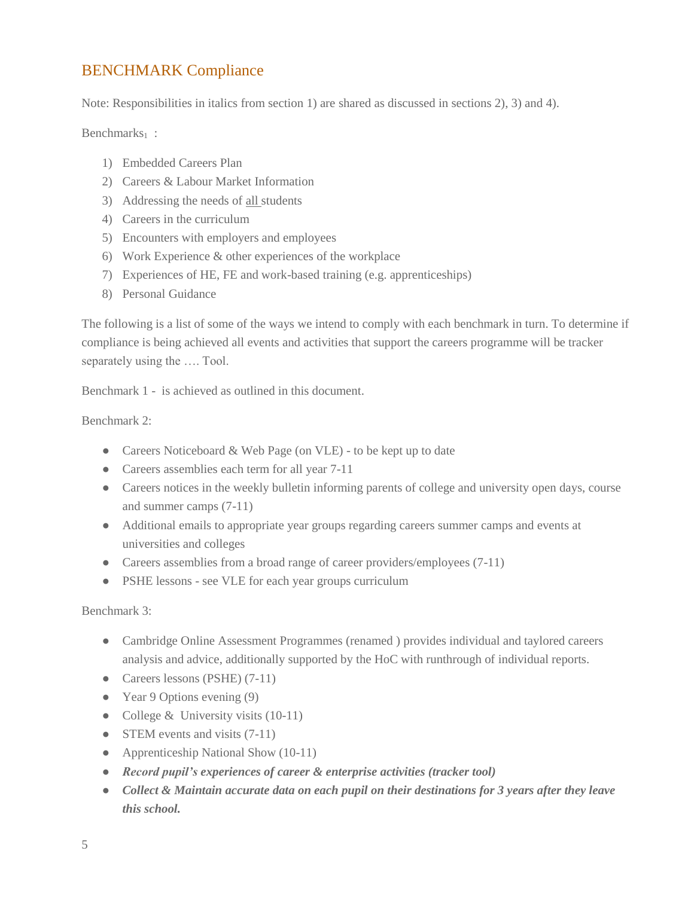## BENCHMARK Compliance

Note: Responsibilities in italics from section 1) are shared as discussed in sections 2), 3) and 4).

Benchmarks[1] :

1) Embedded Careers Plan
2) Careers & Labour Market Information
3) Addressing the needs of all students
4) Careers in the curriculum
5) Encounters with employers and employees
6) Work Experience & other experiences of the workplace
7) Experiences of HE, FE and work-based training (e.g. apprenticeships)
8) Personal Guidance

The following is a list of some of the ways we intend to comply with each benchmark in turn. To determine if compliance is being achieved all events and activities that support the careers programme will be tracker separately using the …. Tool.

Benchmark 1 - is achieved as outlined in this document.

Benchmark 2:

- Careers Noticeboard & Web Page (on VLE) - to be kept up to date
- Careers assemblies each term for all year 7-11
- Careers notices in the weekly bulletin informing parents of college and university open days, course and summer camps (7-11)
- Additional emails to appropriate year groups regarding careers summer camps and events at universities and colleges
- Careers assemblies from a broad range of career providers/employees (7-11)
- PSHE lessons - see VLE for each year groups curriculum

Benchmark 3:

- Cambridge Online Assessment Programmes (renamed ) provides individual and taylored careers analysis and advice, additionally supported by the HoC with runthrough of individual reports.
- Careers lessons (PSHE) (7-11)
- Year 9 Options evening (9)
- College & University visits (10-11)
- STEM events and visits (7-11)
- Apprenticeship National Show (10-11)
- ***Record pupil's experiences of career & enterprise activities (tracker tool)***
- ***Collect & Maintain accurate data on each pupil on their destinations for 3 years after they leave this school.***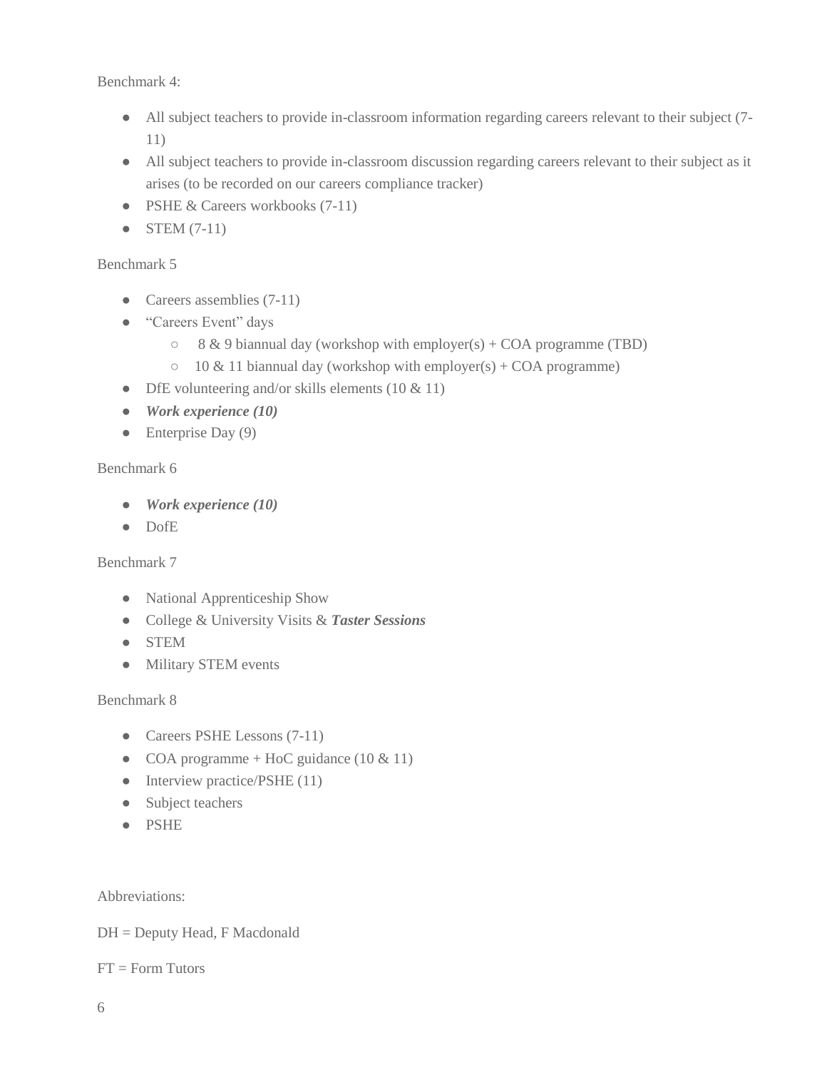Benchmark 4:

- All subject teachers to provide in-classroom information regarding careers relevant to their subject (7-11)
- All subject teachers to provide in-classroom discussion regarding careers relevant to their subject as it arises (to be recorded on our careers compliance tracker)
- PSHE & Careers workbooks (7-11)
- STEM (7-11)

Benchmark 5

- Careers assemblies (7-11)
- "Careers Event" days
  - 8 & 9 biannual day (workshop with employer(s) + COA programme (TBD)
  - 10 & 11 biannual day (workshop with employer(s) + COA programme)
- DfE volunteering and/or skills elements (10 & 11)
- ***Work experience (10)***
- Enterprise Day (9)

Benchmark 6

- ***Work experience (10)***
- DofE

Benchmark 7

- National Apprenticeship Show
- College & University Visits & ***Taster Sessions***
- STEM
- Military STEM events

Benchmark 8

- Careers PSHE Lessons (7-11)
- COA programme + HoC guidance (10 & 11)
- Interview practice/PSHE (11)
- Subject teachers
- PSHE

Abbreviations:

DH = Deputy Head, F Macdonald

FT = Form Tutors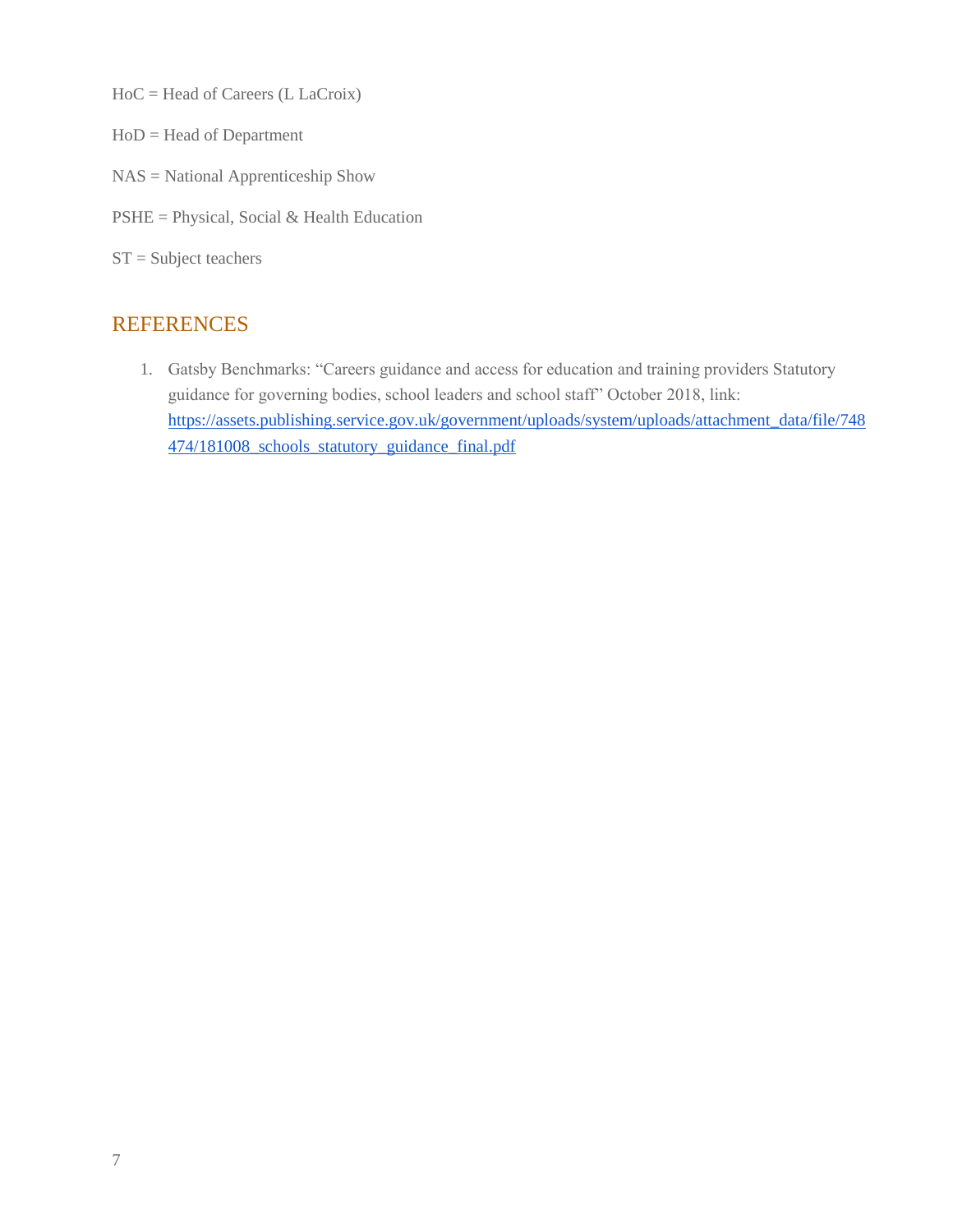HoC = Head of Careers (L LaCroix)

HoD = Head of Department

NAS = National Apprenticeship Show

PSHE = Physical, Social & Health Education

ST = Subject teachers

## REFERENCES

1. Gatsby Benchmarks: "Careers guidance and access for education and training providers Statutory guidance for governing bodies, school leaders and school staff" October 2018, link: https://assets.publishing.service.gov.uk/government/uploads/system/uploads/attachment_data/file/748474/181008_schools_statutory_guidance_final.pdf